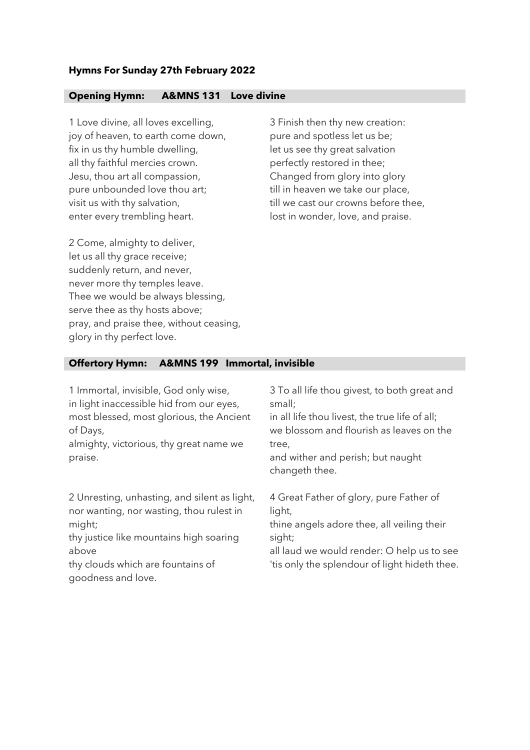**Hymns For Sunday 27th February 2022**

## Opening Hymn: A&MNS 131 Love divine

1 Love divine, all loves excelling,
joy of heaven, to earth come down,
fix in us thy humble dwelling,
all thy faithful mercies crown.
Jesu, thou art all compassion,
pure unbounded love thou art;
visit us with thy salvation,
enter every trembling heart.

2 Come, almighty to deliver,
let us all thy grace receive;
suddenly return, and never,
never more thy temples leave.
Thee we would be always blessing,
serve thee as thy hosts above;
pray, and praise thee, without ceasing,
glory in thy perfect love.

3 Finish then thy new creation:
pure and spotless let us be;
let us see thy great salvation
perfectly restored in thee;
Changed from glory into glory
till in heaven we take our place,
till we cast our crowns before thee,
lost in wonder, love, and praise.

## Offertory Hymn: A&MNS 199 Immortal, invisible

1 Immortal, invisible, God only wise,
in light inaccessible hid from our eyes,
most blessed, most glorious, the Ancient of Days,
almighty, victorious, thy great name we praise.

2 Unresting, unhasting, and silent as light,
nor wanting, nor wasting, thou rulest in might;
thy justice like mountains high soaring above
thy clouds which are fountains of goodness and love.

3 To all life thou givest, to both great and small;
in all life thou livest, the true life of all;
we blossom and flourish as leaves on the tree,
and wither and perish; but naught changeth thee.

4 Great Father of glory, pure Father of light,
thine angels adore thee, all veiling their sight;
all laud we would render: O help us to see
'tis only the splendour of light hideth thee.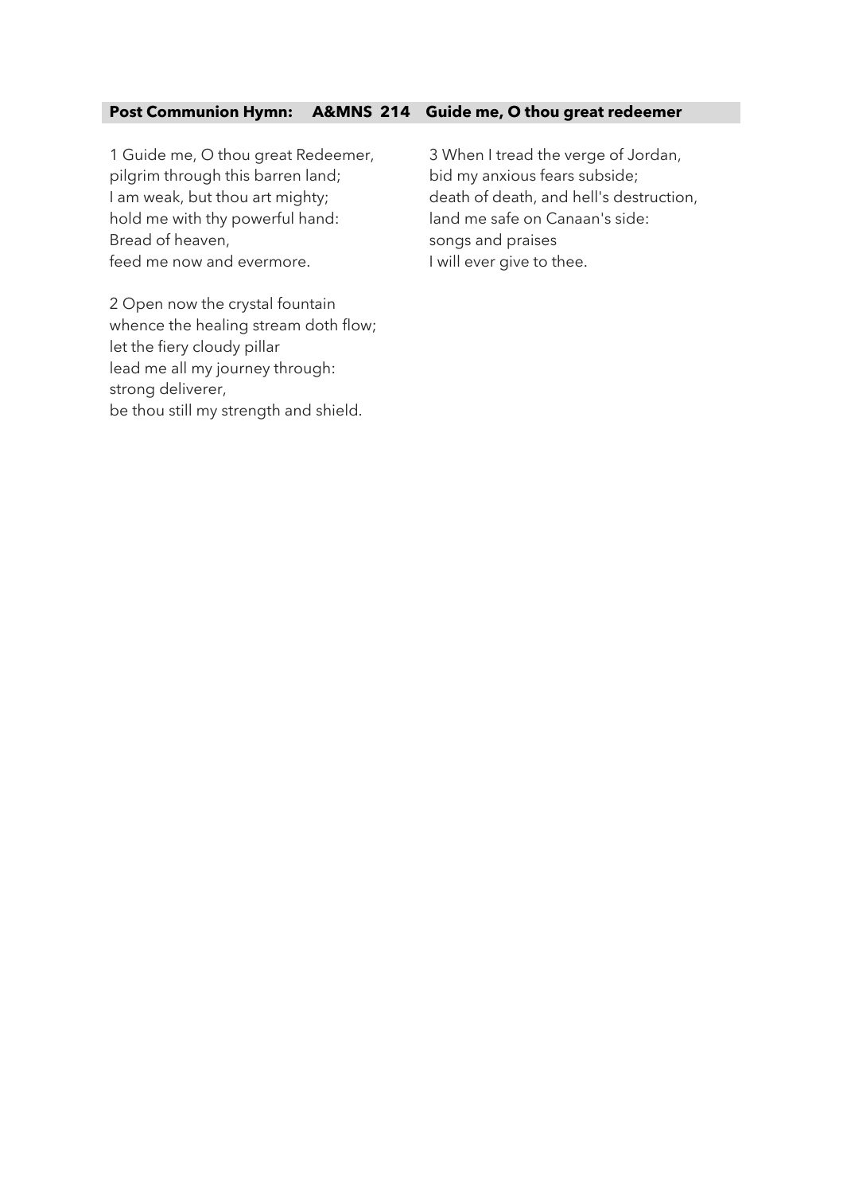**Post Communion Hymn: A&MNS 214 Guide me, O thou great redeemer**

1 Guide me, O thou great Redeemer,
pilgrim through this barren land;
I am weak, but thou art mighty;
hold me with thy powerful hand:
Bread of heaven,
feed me now and evermore.

2 Open now the crystal fountain
whence the healing stream doth flow;
let the fiery cloudy pillar
lead me all my journey through:
strong deliverer,
be thou still my strength and shield.

3 When I tread the verge of Jordan,
bid my anxious fears subside;
death of death, and hell's destruction,
land me safe on Canaan's side:
songs and praises
I will ever give to thee.